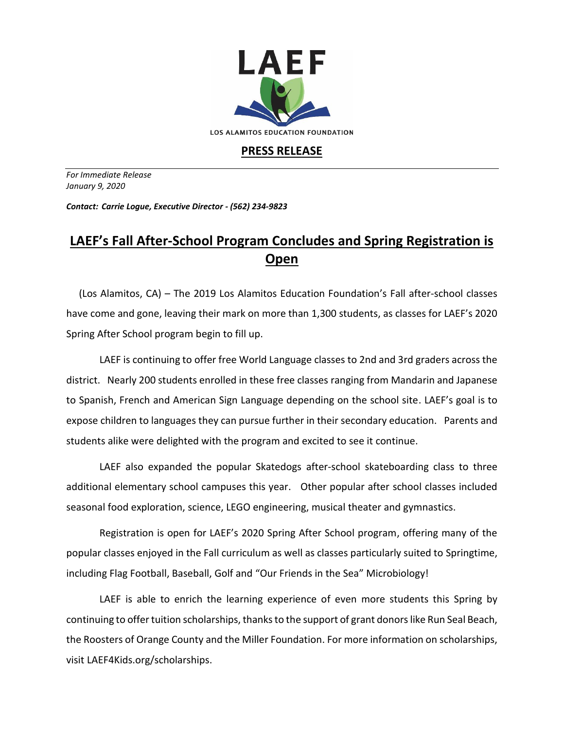LAEF

LOS ALAMITOS EDUCATION FOUNDATION

**PRESS RELEASE**

*For Immediate Release*
*January 9, 2020*

***Contact: Carrie Logue, Executive Director - (562) 234-9823***

# LAEF's Fall After-School Program Concludes and Spring Registration is Open

(Los Alamitos, CA) – The 2019 Los Alamitos Education Foundation's Fall after-school classes have come and gone, leaving their mark on more than 1,300 students, as classes for LAEF's 2020 Spring After School program begin to fill up.

LAEF is continuing to offer free World Language classes to 2nd and 3rd graders across the district. Nearly 200 students enrolled in these free classes ranging from Mandarin and Japanese to Spanish, French and American Sign Language depending on the school site. LAEF's goal is to expose children to languages they can pursue further in their secondary education. Parents and students alike were delighted with the program and excited to see it continue.

LAEF also expanded the popular Skatedogs after-school skateboarding class to three additional elementary school campuses this year. Other popular after school classes included seasonal food exploration, science, LEGO engineering, musical theater and gymnastics.

Registration is open for LAEF's 2020 Spring After School program, offering many of the popular classes enjoyed in the Fall curriculum as well as classes particularly suited to Springtime, including Flag Football, Baseball, Golf and "Our Friends in the Sea" Microbiology!

LAEF is able to enrich the learning experience of even more students this Spring by continuing to offer tuition scholarships, thanks to the support of grant donors like Run Seal Beach, the Roosters of Orange County and the Miller Foundation. For more information on scholarships, visit LAEF4Kids.org/scholarships.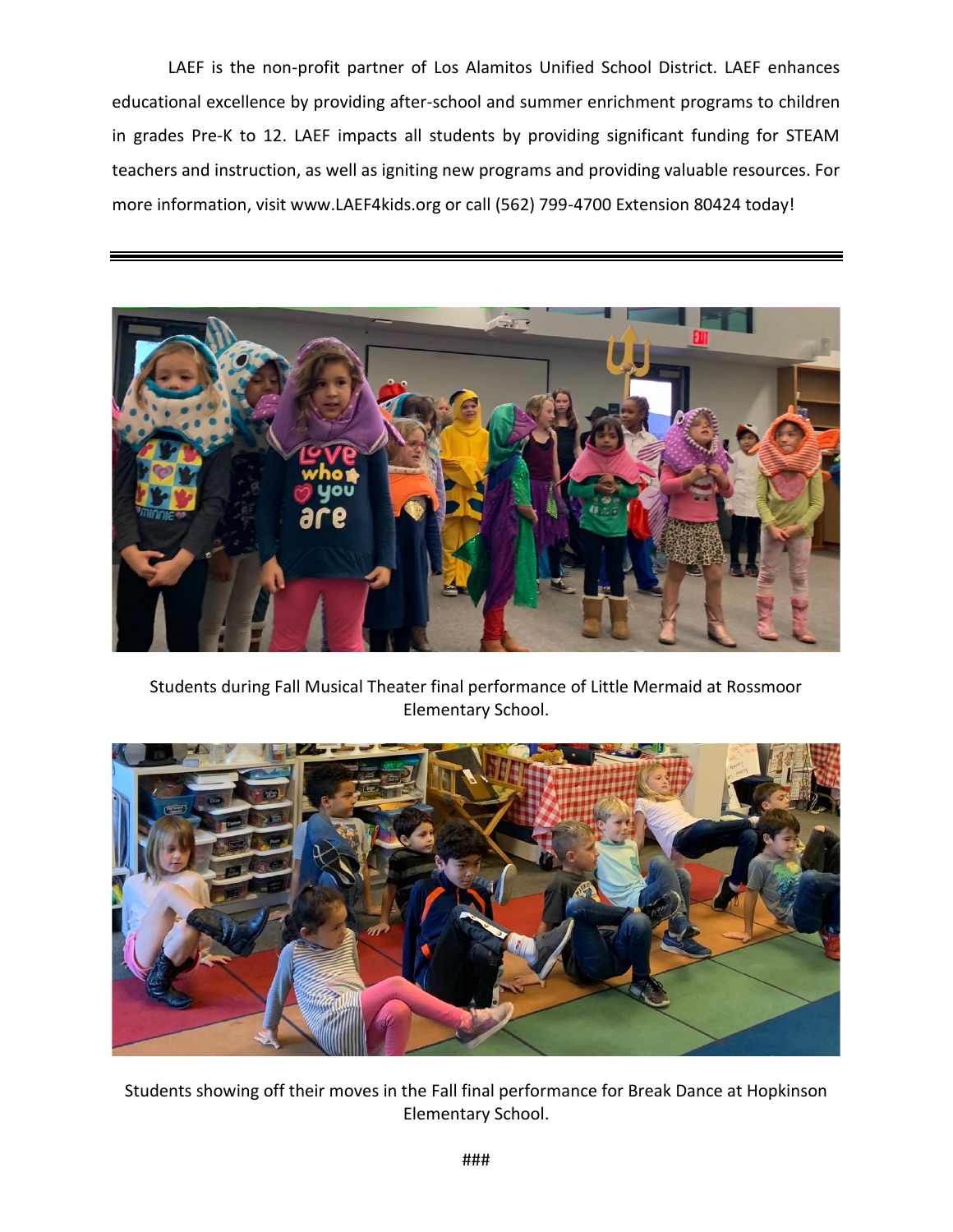LAEF is the non-profit partner of Los Alamitos Unified School District. LAEF enhances educational excellence by providing after-school and summer enrichment programs to children in grades Pre-K to 12. LAEF impacts all students by providing significant funding for STEAM teachers and instruction, as well as igniting new programs and providing valuable resources. For more information, visit www.LAEF4kids.org or call (562) 799-4700 Extension 80424 today!

---

Students during Fall Musical Theater final performance of Little Mermaid at Rossmoor Elementary School.

Students showing off their moves in the Fall final performance for Break Dance at Hopkinson Elementary School.

###